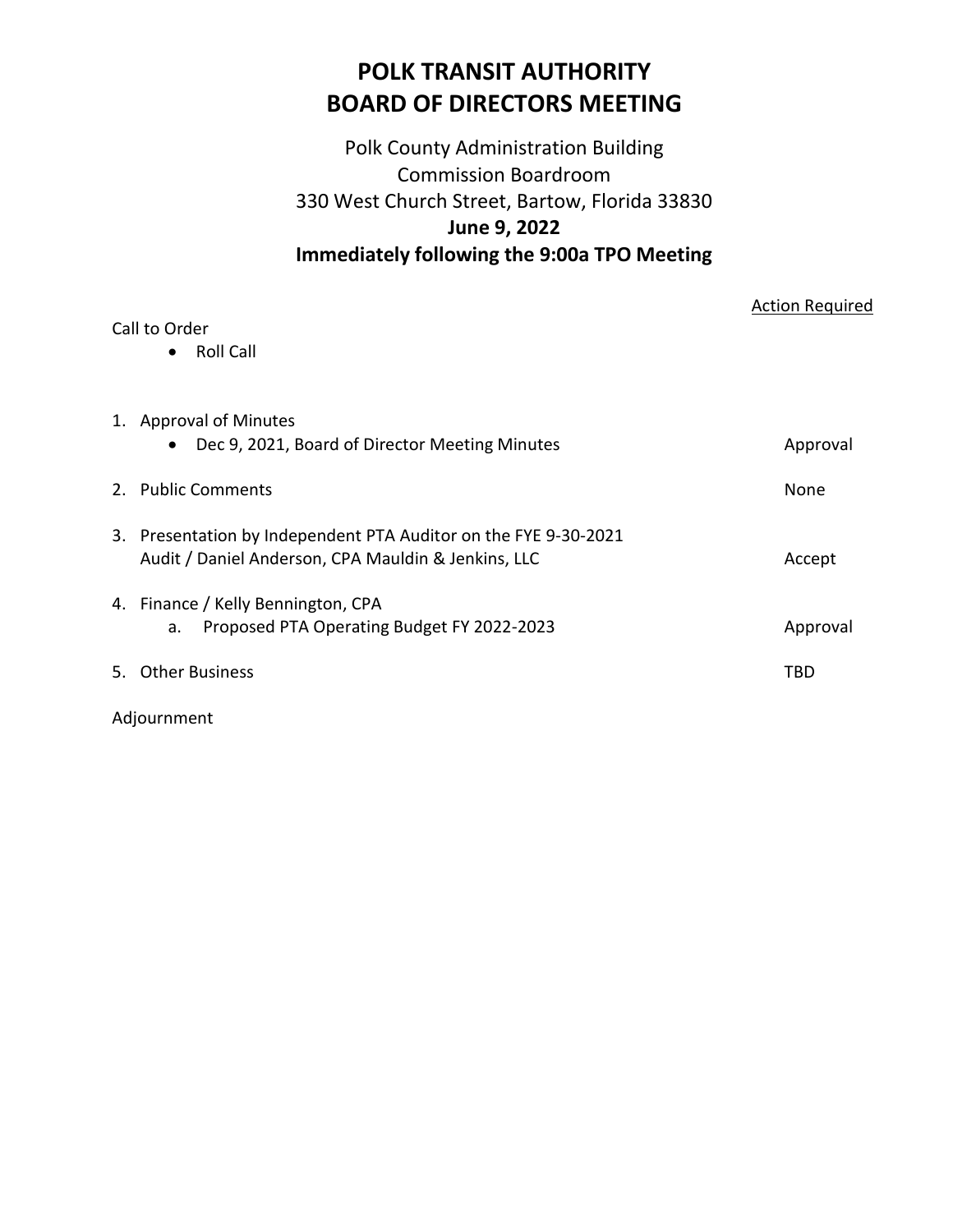# POLK TRANSIT AUTHORITY
# BOARD OF DIRECTORS MEETING

Polk County Administration Building
Commission Boardroom
330 West Church Street, Bartow, Florida 33830
**June 9, 2022**
**Immediately following the 9:00a TPO Meeting**

| | Action Required |
|---|---|
| Call to Order | |
| • Roll Call | |
| 1. Approval of Minutes | |
| • Dec 9, 2021, Board of Director Meeting Minutes | Approval |
| 2. Public Comments | None |
| 3. Presentation by Independent PTA Auditor on the FYE 9-30-2021 Audit / Daniel Anderson, CPA Mauldin & Jenkins, LLC | Accept |
| 4. Finance / Kelly Bennington, CPA | |
| a. Proposed PTA Operating Budget FY 2022-2023 | Approval |
| 5. Other Business | TBD |
| Adjournment | |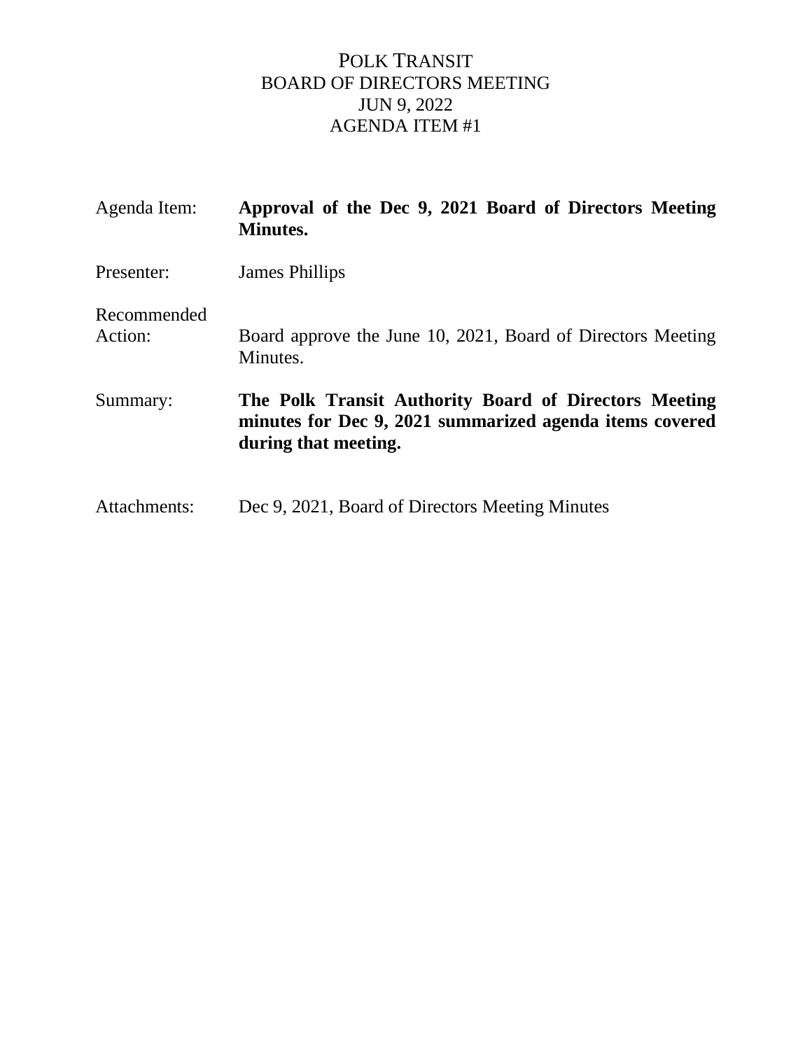POLK TRANSIT
BOARD OF DIRECTORS MEETING
JUN 9, 2022
AGENDA ITEM #1

Agenda Item: **Approval of the Dec 9, 2021 Board of Directors Meeting Minutes.**

Presenter: James Phillips

Recommended Action: Board approve the June 10, 2021, Board of Directors Meeting Minutes.

Summary: **The Polk Transit Authority Board of Directors Meeting minutes for Dec 9, 2021 summarized agenda items covered during that meeting.**

Attachments: Dec 9, 2021, Board of Directors Meeting Minutes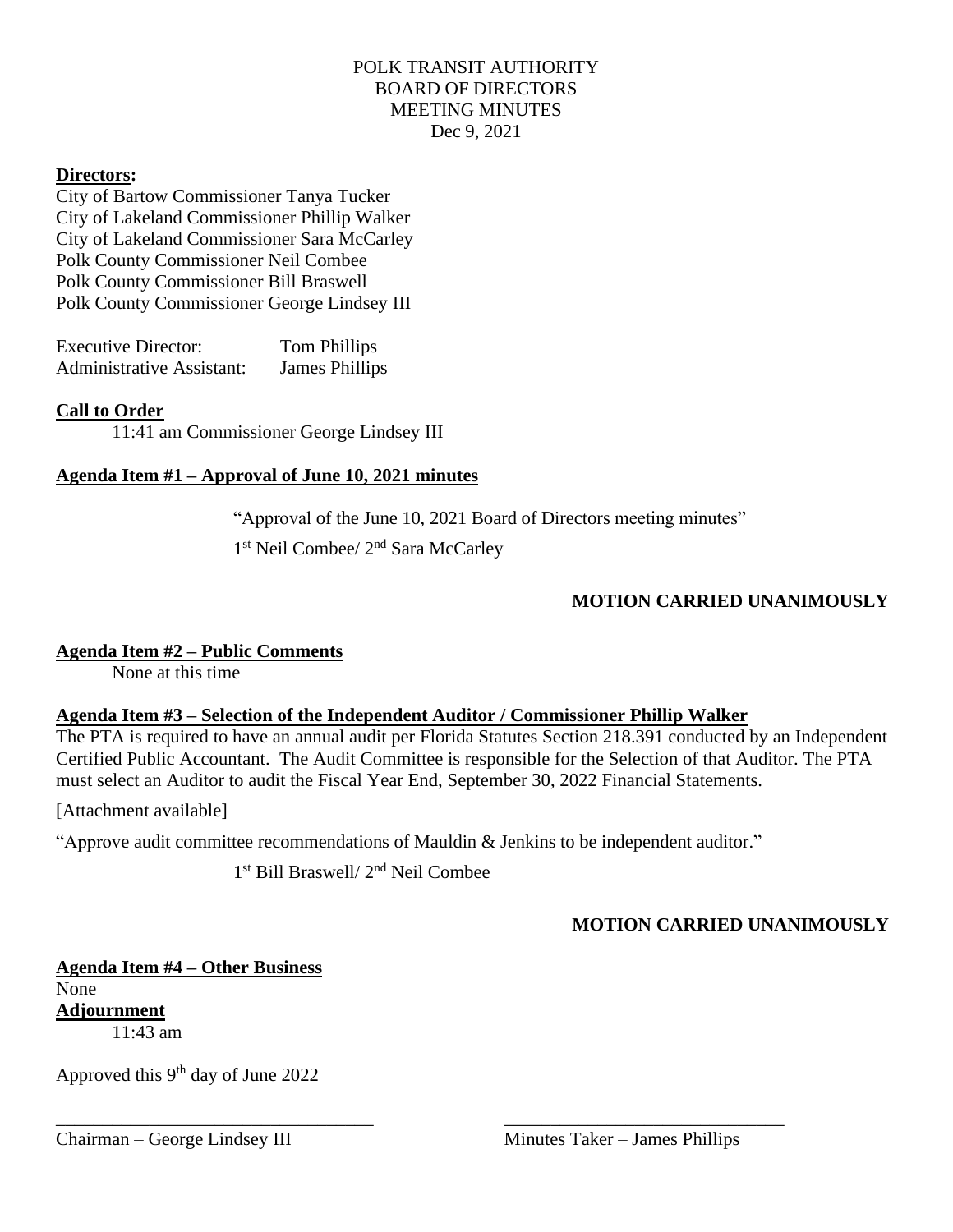POLK TRANSIT AUTHORITY
BOARD OF DIRECTORS
MEETING MINUTES
Dec 9, 2021

**Directors:**

City of Bartow Commissioner Tanya Tucker
City of Lakeland Commissioner Phillip Walker
City of Lakeland Commissioner Sara McCarley
Polk County Commissioner Neil Combee
Polk County Commissioner Bill Braswell
Polk County Commissioner George Lindsey III

Executive Director: Tom Phillips
Administrative Assistant: James Phillips

**Call to Order**

11:41 am Commissioner George Lindsey III

**Agenda Item #1 – Approval of June 10, 2021 minutes**

"Approval of the June 10, 2021 Board of Directors meeting minutes"

1st Neil Combee/ 2nd Sara McCarley

**MOTION CARRIED UNANIMOUSLY**

**Agenda Item #2 – Public Comments**

None at this time

**Agenda Item #3 – Selection of the Independent Auditor / Commissioner Phillip Walker**

The PTA is required to have an annual audit per Florida Statutes Section 218.391 conducted by an Independent Certified Public Accountant. The Audit Committee is responsible for the Selection of that Auditor. The PTA must select an Auditor to audit the Fiscal Year End, September 30, 2022 Financial Statements.

[Attachment available]

"Approve audit committee recommendations of Mauldin & Jenkins to be independent auditor."

1st Bill Braswell/ 2nd Neil Combee

**MOTION CARRIED UNANIMOUSLY**

**Agenda Item #4 – Other Business**

None

**Adjournment**

11:43 am

Approved this 9th day of June 2022

\_\_\_\_\_\_\_\_\_\_\_\_\_\_\_\_\_\_\_\_\_\_\_\_\_\_\_\_\_\_\_\_\_\_
Chairman – George Lindsey III

\_\_\_\_\_\_\_\_\_\_\_\_\_\_\_\_\_\_\_\_\_\_\_\_\_\_\_\_\_\_\_\_\_\_
Minutes Taker – James Phillips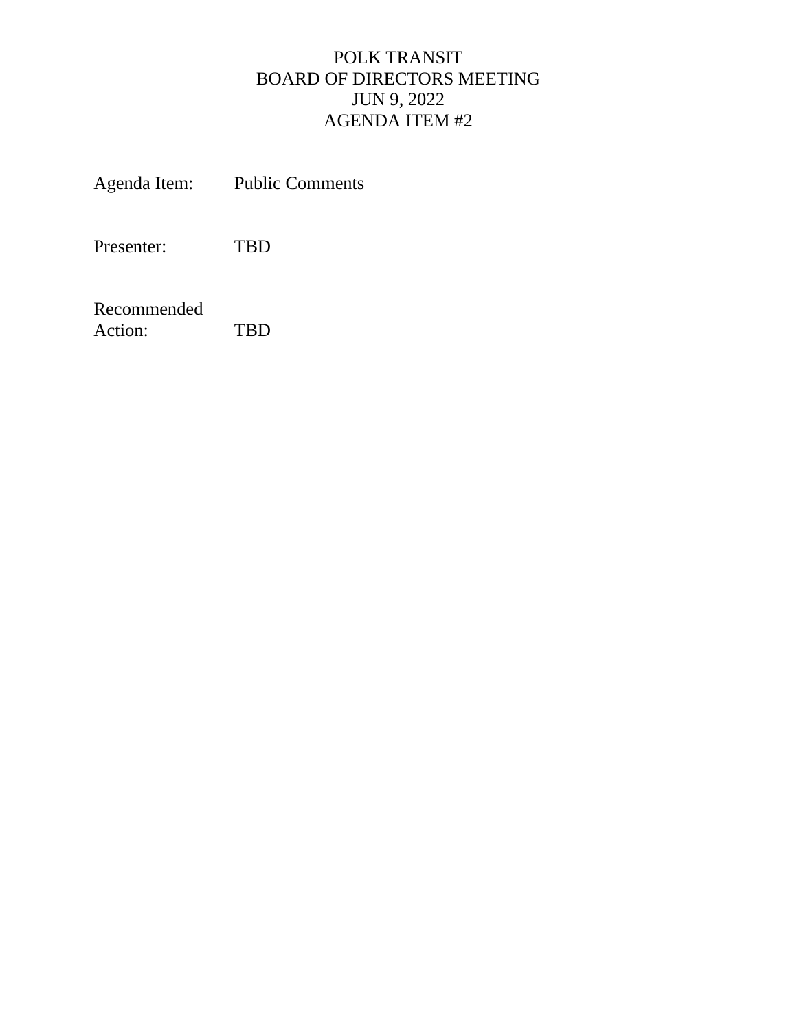# POLK TRANSIT
## BOARD OF DIRECTORS MEETING
## JUN 9, 2022
## AGENDA ITEM #2

| | |
|---|---|
| Agenda Item: | Public Comments |
| Presenter: | TBD |
| Recommended Action: | TBD |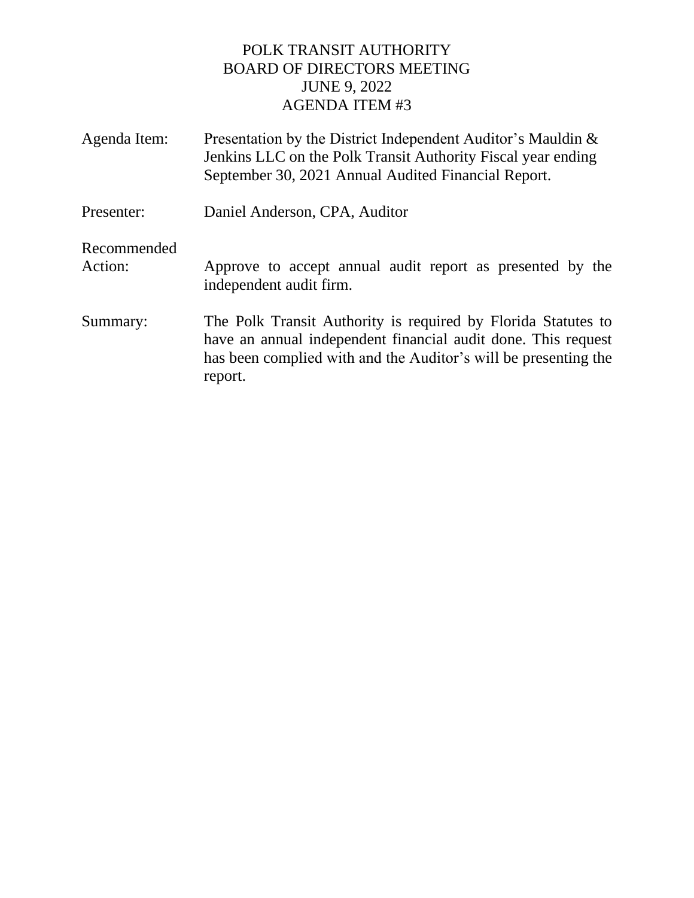# POLK TRANSIT AUTHORITY
## BOARD OF DIRECTORS MEETING
## JUNE 9, 2022
## AGENDA ITEM #3

| | |
|---|---|
| Agenda Item: | Presentation by the District Independent Auditor's Mauldin & Jenkins LLC on the Polk Transit Authority Fiscal year ending September 30, 2021 Annual Audited Financial Report. |
| Presenter: | Daniel Anderson, CPA, Auditor |
| Recommended Action: | Approve to accept annual audit report as presented by the independent audit firm. |
| Summary: | The Polk Transit Authority is required by Florida Statutes to have an annual independent financial audit done. This request has been complied with and the Auditor's will be presenting the report. |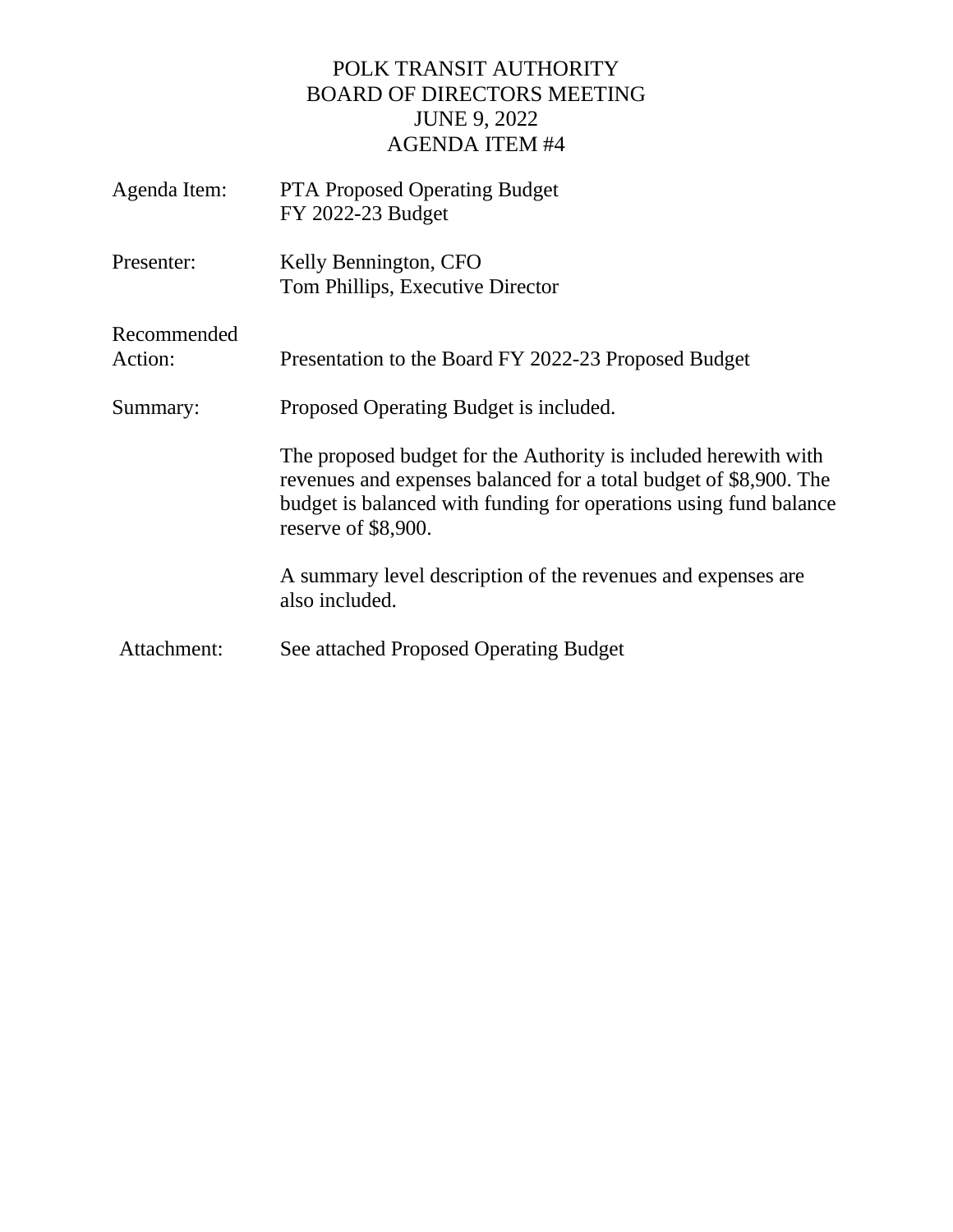# POLK TRANSIT AUTHORITY
## BOARD OF DIRECTORS MEETING
## JUNE 9, 2022
## AGENDA ITEM #4

| | |
|---|---|
| Agenda Item: | PTA Proposed Operating Budget<br>FY 2022-23 Budget |
| Presenter: | Kelly Bennington, CFO<br>Tom Phillips, Executive Director |
| Recommended Action: | Presentation to the Board FY 2022-23 Proposed Budget |
| Summary: | Proposed Operating Budget is included.<br><br>The proposed budget for the Authority is included herewith with revenues and expenses balanced for a total budget of $8,900. The budget is balanced with funding for operations using fund balance reserve of $8,900.<br><br>A summary level description of the revenues and expenses are also included. |
| Attachment: | See attached Proposed Operating Budget |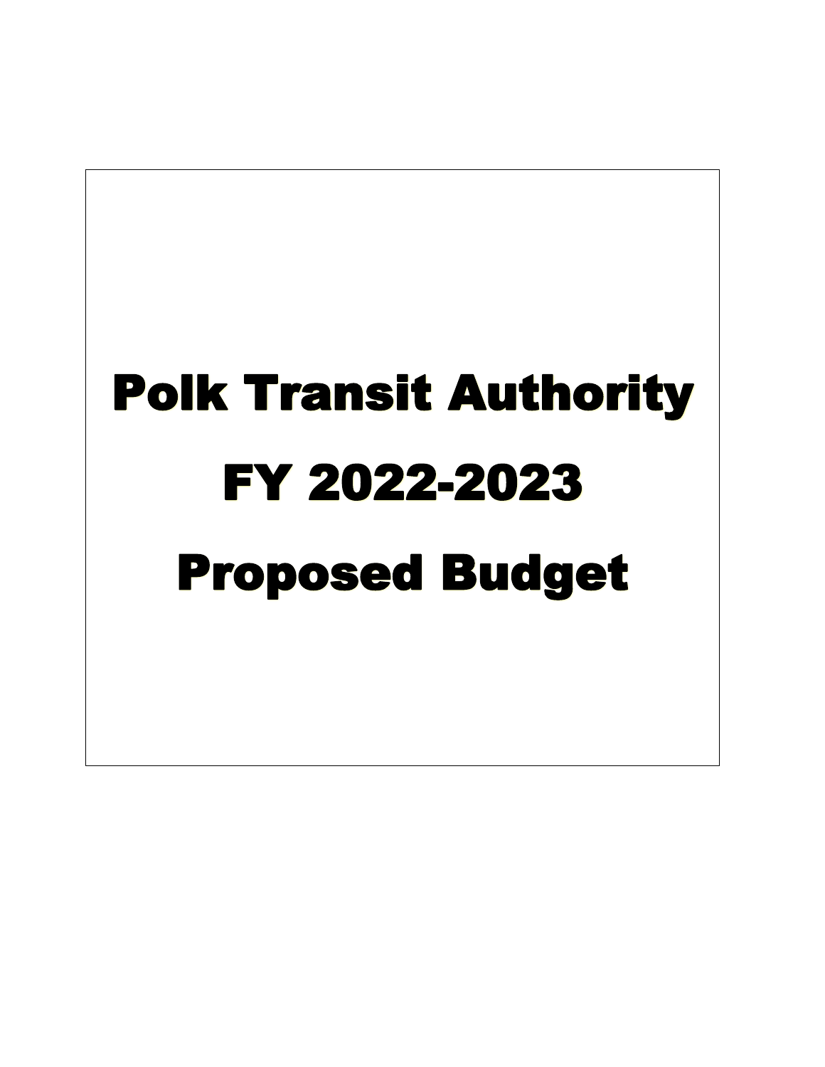# Polk Transit Authority

# FY 2022-2023

# Proposed Budget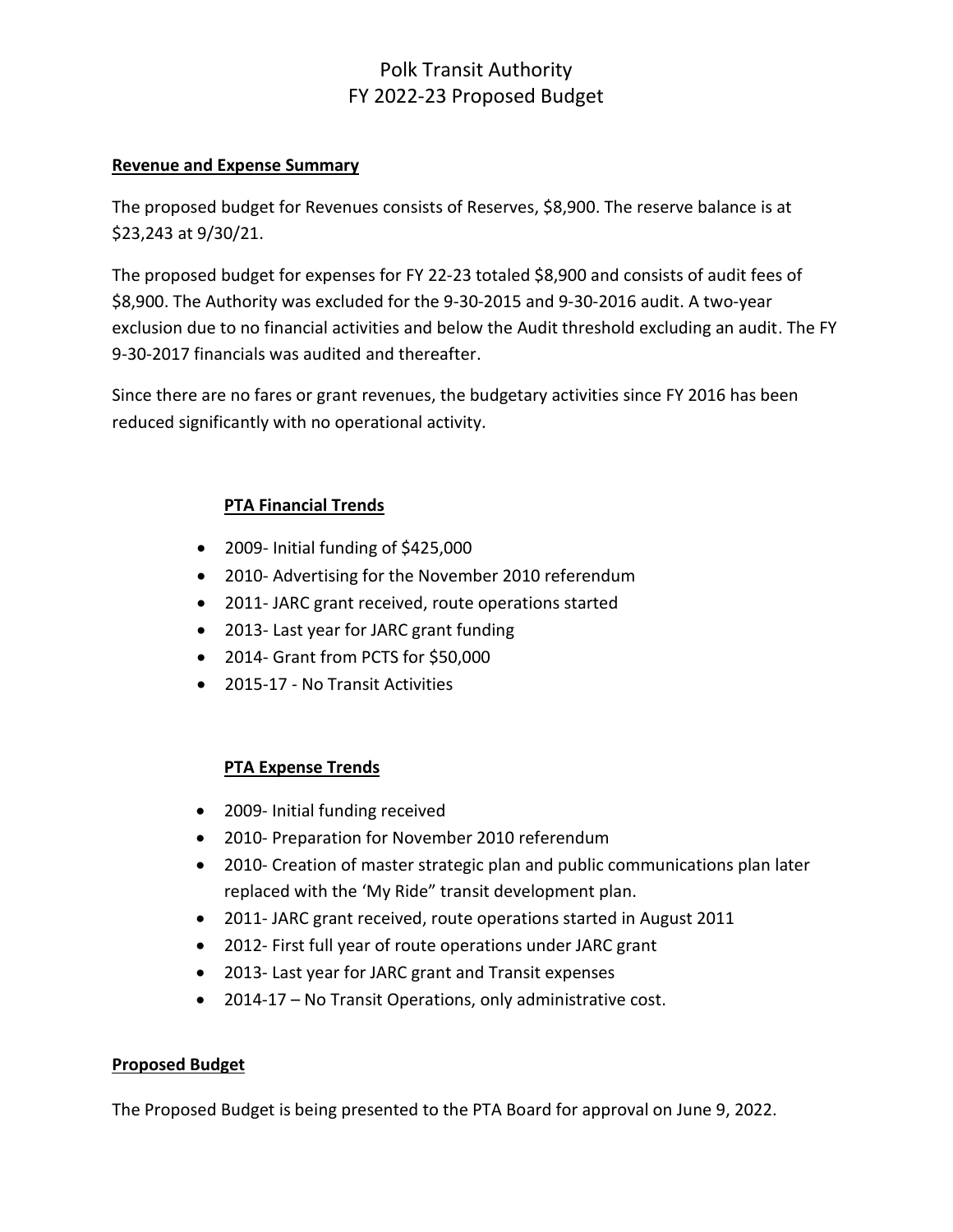# Polk Transit Authority
# FY 2022-23 Proposed Budget

**Revenue and Expense Summary**

The proposed budget for Revenues consists of Reserves, $8,900. The reserve balance is at $23,243 at 9/30/21.

The proposed budget for expenses for FY 22-23 totaled $8,900 and consists of audit fees of $8,900. The Authority was excluded for the 9-30-2015 and 9-30-2016 audit. A two-year exclusion due to no financial activities and below the Audit threshold excluding an audit. The FY 9-30-2017 financials was audited and thereafter.

Since there are no fares or grant revenues, the budgetary activities since FY 2016 has been reduced significantly with no operational activity.

**PTA Financial Trends**

- 2009- Initial funding of $425,000
- 2010- Advertising for the November 2010 referendum
- 2011- JARC grant received, route operations started
- 2013- Last year for JARC grant funding
- 2014- Grant from PCTS for $50,000
- 2015-17 - No Transit Activities

**PTA Expense Trends**

- 2009- Initial funding received
- 2010- Preparation for November 2010 referendum
- 2010- Creation of master strategic plan and public communications plan later replaced with the 'My Ride" transit development plan.
- 2011- JARC grant received, route operations started in August 2011
- 2012- First full year of route operations under JARC grant
- 2013- Last year for JARC grant and Transit expenses
- 2014-17 – No Transit Operations, only administrative cost.

**Proposed Budget**

The Proposed Budget is being presented to the PTA Board for approval on June 9, 2022.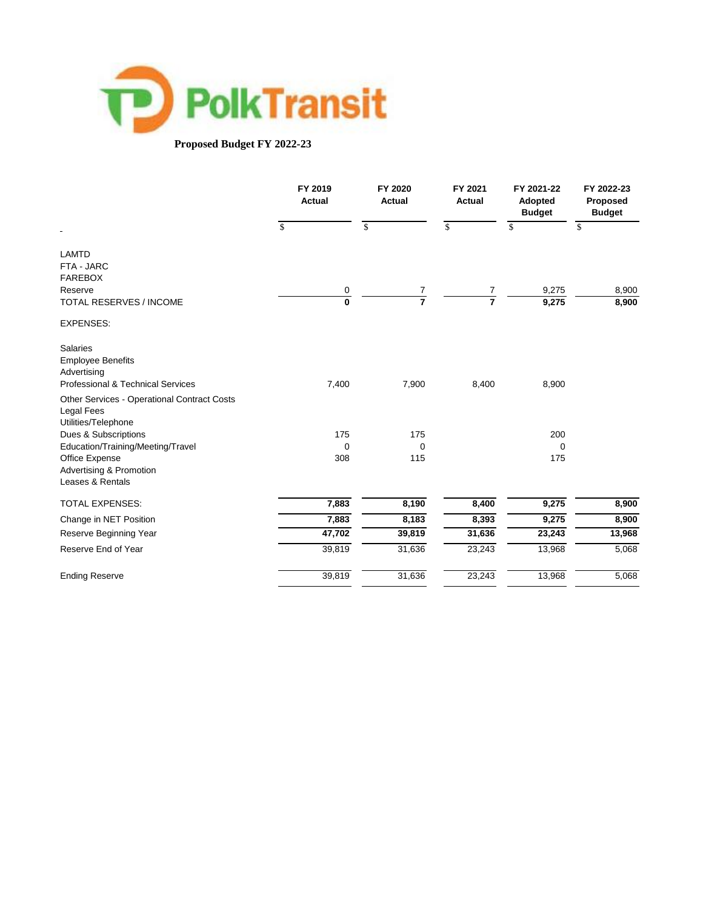PolkTransit

**Proposed Budget FY 2022-23**

| | FY 2019 Actual | FY 2020 Actual | FY 2021 Actual | FY 2021-22 Adopted Budget | FY 2022-23 Proposed Budget |
|---|---|---|---|---|---|
| | $ | $ | $ | $ | $ |
| LAMTD | | | | | |
| FTA - JARC | | | | | |
| FAREBOX | | | | | |
| Reserve | 0 | 7 | 7 | 9,275 | 8,900 |
| TOTAL RESERVES / INCOME | **0** | **7** | **7** | **9,275** | **8,900** |
| EXPENSES: | | | | | |
| Salaries | | | | | |
| Employee Benefits | | | | | |
| Advertising | | | | | |
| Professional & Technical Services | 7,400 | 7,900 | 8,400 | 8,900 | |
| Other Services - Operational Contract Costs | | | | | |
| Legal Fees | | | | | |
| Utilities/Telephone | | | | | |
| Dues & Subscriptions | 175 | 175 | | 200 | |
| Education/Training/Meeting/Travel | 0 | 0 | | 0 | |
| Office Expense | 308 | 115 | | 175 | |
| Advertising & Promotion | | | | | |
| Leases & Rentals | | | | | |
| TOTAL EXPENSES: | **7,883** | **8,190** | **8,400** | **9,275** | **8,900** |
| Change in NET Position | **7,883** | **8,183** | **8,393** | **9,275** | **8,900** |
| Reserve Beginning Year | **47,702** | **39,819** | **31,636** | **23,243** | **13,968** |
| Reserve End of Year | 39,819 | 31,636 | 23,243 | 13,968 | 5,068 |
| Ending Reserve | 39,819 | 31,636 | 23,243 | 13,968 | 5,068 |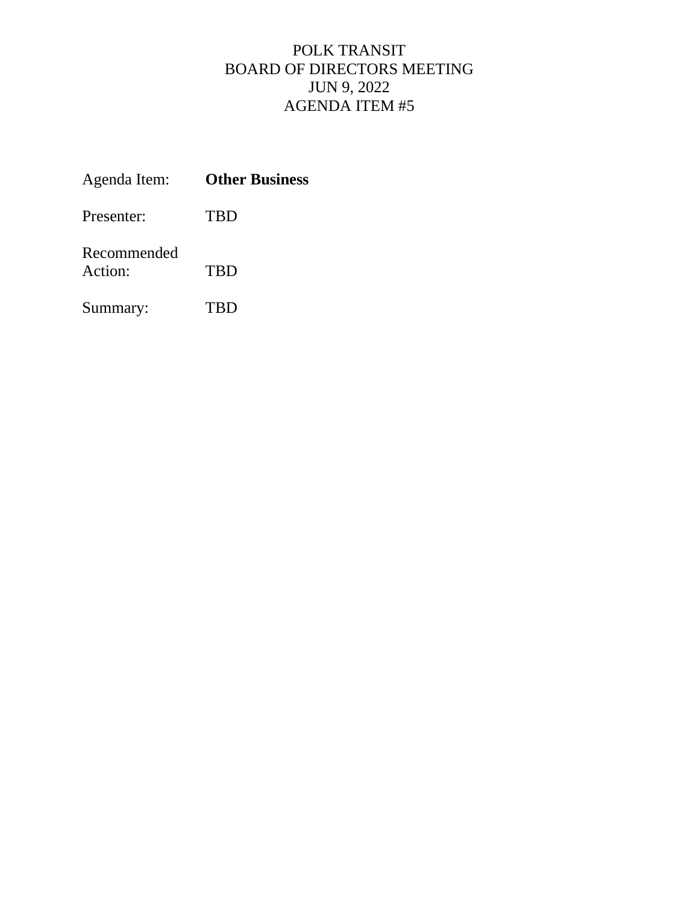POLK TRANSIT
BOARD OF DIRECTORS MEETING
JUN 9, 2022
AGENDA ITEM #5

| | |
|---|---|
| Agenda Item: | **Other Business** |
| Presenter: | TBD |
| Recommended Action: | TBD |
| Summary: | TBD |